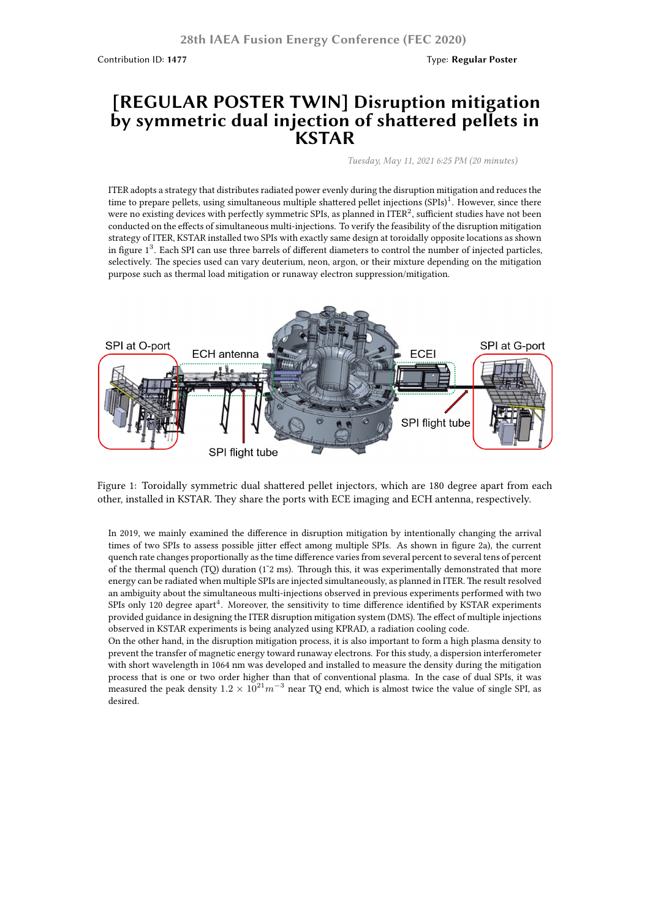Contribution ID: **1477**

Type: **Regular Poster**

# [REGULAR POSTER TWIN] Disruption mitigation by symmetric dual injection of shattered pellets in KSTAR

*Tuesday, May 11, 2021 6:25 PM (20 minutes)*

ITER adopts a strategy that distributes radiated power evenly during the disruption mitigation and reduces the time to prepare pellets, using simultaneous multiple shattered pellet injections (SPIs)[1]. However, since there were no existing devices with perfectly symmetric SPIs, as planned in ITER[2], sufficient studies have not been conducted on the effects of simultaneous multi-injections. To verify the feasibility of the disruption mitigation strategy of ITER, KSTAR installed two SPIs with exactly same design at toroidally opposite locations as shown in figure 1[3]. Each SPI can use three barrels of different diameters to control the number of injected particles, selectively. The species used can vary deuterium, neon, argon, or their mixture depending on the mitigation purpose such as thermal load mitigation or runaway electron suppression/mitigation.

Figure 1: Toroidally symmetric dual shattered pellet injectors, which are 180 degree apart from each other, installed in KSTAR. They share the ports with ECE imaging and ECH antenna, respectively.

In 2019, we mainly examined the difference in disruption mitigation by intentionally changing the arrival times of two SPIs to assess possible jitter effect among multiple SPIs. As shown in figure 2a), the current quench rate changes proportionally as the time difference varies from several percent to several tens of percent of the thermal quench (TQ) duration (1~2 ms). Through this, it was experimentally demonstrated that more energy can be radiated when multiple SPIs are injected simultaneously, as planned in ITER. The result resolved an ambiguity about the simultaneous multi-injections observed in previous experiments performed with two SPIs only 120 degree apart[4]. Moreover, the sensitivity to time difference identified by KSTAR experiments provided guidance in designing the ITER disruption mitigation system (DMS). The effect of multiple injections observed in KSTAR experiments is being analyzed using KPRAD, a radiation cooling code.

On the other hand, in the disruption mitigation process, it is also important to form a high plasma density to prevent the transfer of magnetic energy toward runaway electrons. For this study, a dispersion interferometer with short wavelength in 1064 nm was developed and installed to measure the density during the mitigation process that is one or two order higher than that of conventional plasma. In the case of dual SPIs, it was measured the peak density $1.2 \times 10^{21} m^{-3}$ near TQ end, which is almost twice the value of single SPI, as desired.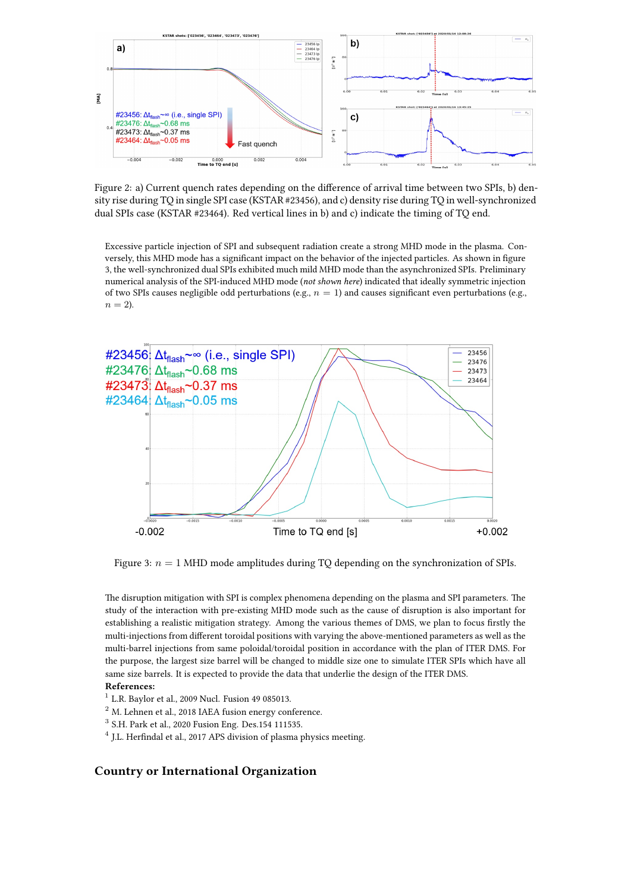Figure 2: a) Current quench rates depending on the difference of arrival time between two SPIs, b) density rise during TQ in single SPI case (KSTAR #23456), and c) density rise during TQ in well-synchronized dual SPIs case (KSTAR #23464). Red vertical lines in b) and c) indicate the timing of TQ end.

Excessive particle injection of SPI and subsequent radiation create a strong MHD mode in the plasma. Conversely, this MHD mode has a significant impact on the behavior of the injected particles. As shown in figure 3, the well-synchronized dual SPIs exhibited much mild MHD mode than the asynchronized SPIs. Preliminary numerical analysis of the SPI-induced MHD mode (*not shown here*) indicated that ideally symmetric injection of two SPIs causes negligible odd perturbations (e.g., $n = 1$) and causes significant even perturbations (e.g., $n = 2$).

Figure 3: $n = 1$ MHD mode amplitudes during TQ depending on the synchronization of SPIs.

The disruption mitigation with SPI is complex phenomena depending on the plasma and SPI parameters. The study of the interaction with pre-existing MHD mode such as the cause of disruption is also important for establishing a realistic mitigation strategy. Among the various themes of DMS, we plan to focus firstly the multi-injections from different toroidal positions with varying the above-mentioned parameters as well as the multi-barrel injections from same poloidal/toroidal position in accordance with the plan of ITER DMS. For the purpose, the largest size barrel will be changed to middle size one to simulate ITER SPIs which have all same size barrels. It is expected to provide the data that underlie the design of the ITER DMS.

**References:**

[1] L.R. Baylor et al., 2009 Nucl. Fusion 49 085013.

[2] M. Lehnen et al., 2018 IAEA fusion energy conference.

[3] S.H. Park et al., 2020 Fusion Eng. Des.154 111535.

[4] J.L. Herfindal et al., 2017 APS division of plasma physics meeting.

## Country or International Organization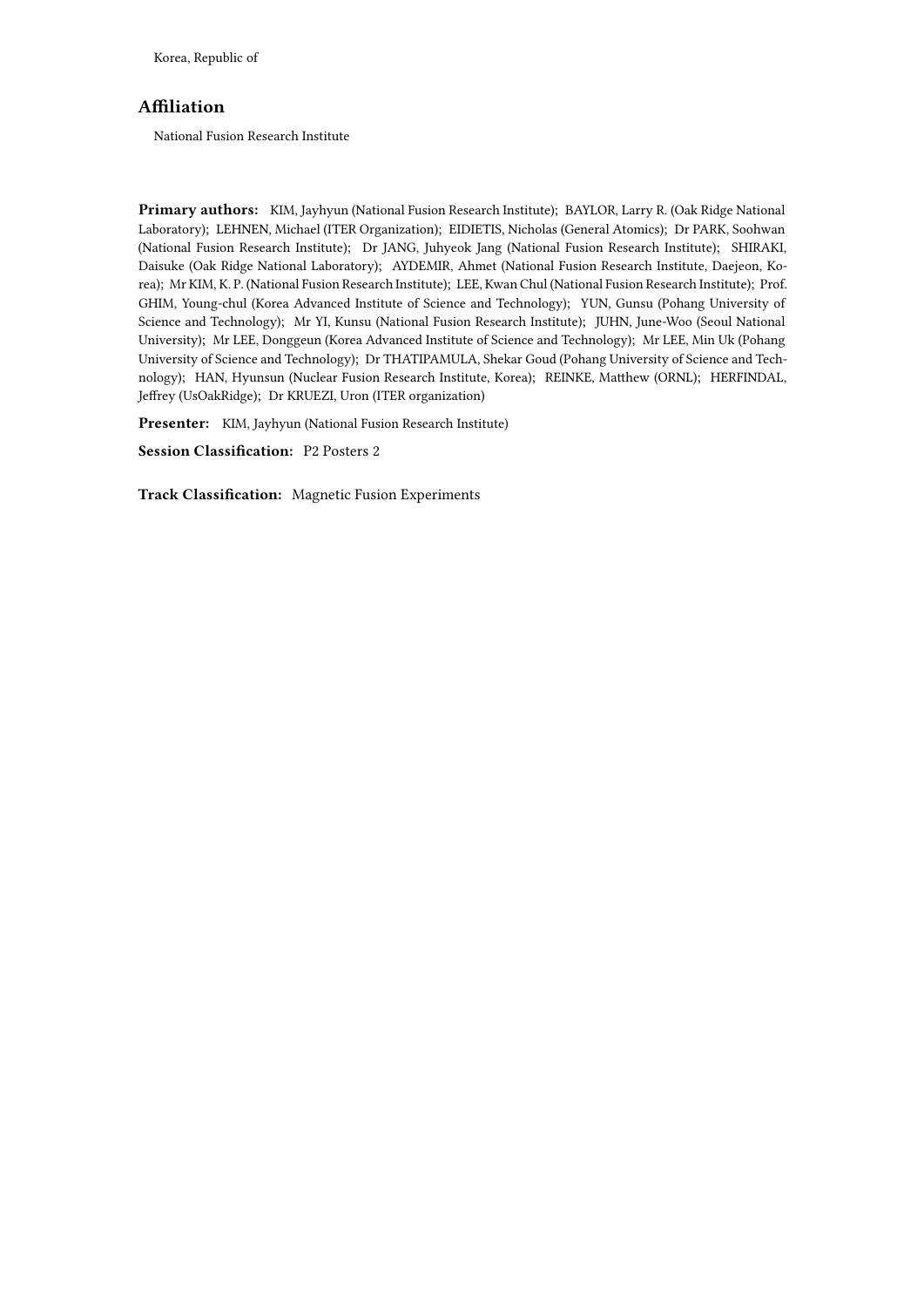Korea, Republic of

## Affiliation

National Fusion Research Institute

**Primary authors:** KIM, Jayhyun (National Fusion Research Institute); BAYLOR, Larry R. (Oak Ridge National Laboratory); LEHNEN, Michael (ITER Organization); EIDIETIS, Nicholas (General Atomics); Dr PARK, Soohwan (National Fusion Research Institute); Dr JANG, Juhyeok Jang (National Fusion Research Institute); SHIRAKI, Daisuke (Oak Ridge National Laboratory); AYDEMIR, Ahmet (National Fusion Research Institute, Daejeon, Korea); Mr KIM, K. P. (National Fusion Research Institute); LEE, Kwan Chul (National Fusion Research Institute); Prof. GHIM, Young-chul (Korea Advanced Institute of Science and Technology); YUN, Gunsu (Pohang University of Science and Technology); Mr YI, Kunsu (National Fusion Research Institute); JUHN, June-Woo (Seoul National University); Mr LEE, Donggeun (Korea Advanced Institute of Science and Technology); Mr LEE, Min Uk (Pohang University of Science and Technology); Dr THATIPAMULA, Shekar Goud (Pohang University of Science and Technology); HAN, Hyunsun (Nuclear Fusion Research Institute, Korea); REINKE, Matthew (ORNL); HERFINDAL, Jeffrey (UsOakRidge); Dr KRUEZI, Uron (ITER organization)

**Presenter:** KIM, Jayhyun (National Fusion Research Institute)

**Session Classification:** P2 Posters 2

**Track Classification:** Magnetic Fusion Experiments